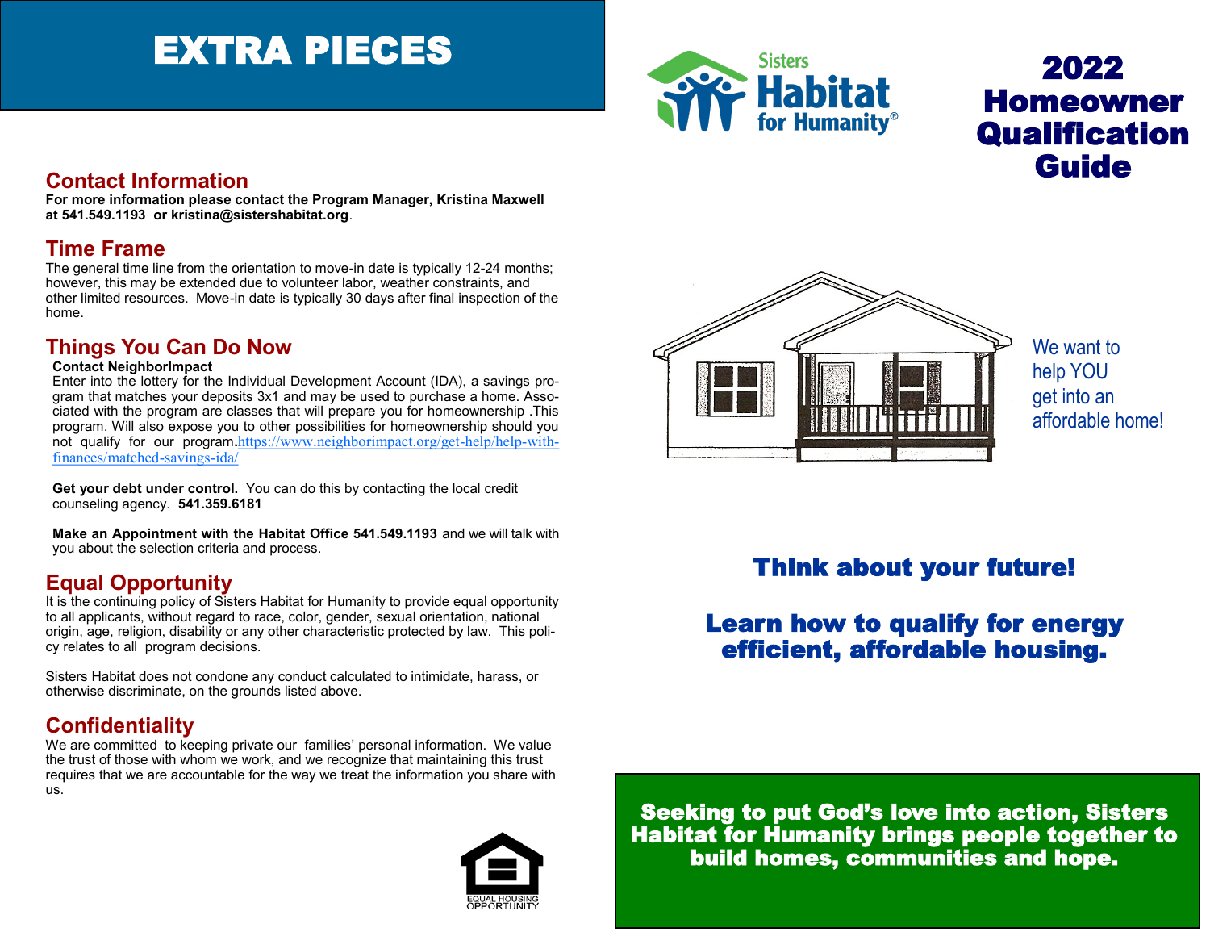# EXTRA PIECES

## Contact Information

**For more information please contact the Program Manager, Kristina Maxwell at 541.549.1193 or kristina@sistershabitat.org**.

## Time Frame

The general time line from the orientation to move-in date is typically 12-24 months; however, this may be extended due to volunteer labor, weather constraints, and other limited resources. Move-in date is typically 30 days after final inspection of the home.

## Things You Can Do Now

**Contact NeighborImpact**
Enter into the lottery for the Individual Development Account (IDA), a savings program that matches your deposits 3x1 and may be used to purchase a home. Associated with the program are classes that will prepare you for homeownership .This program. Will also expose you to other possibilities for homeownership should you not qualify for our program.https://www.neighborimpact.org/get-help/help-with-finances/matched-savings-ida/

**Get your debt under control.** You can do this by contacting the local credit counseling agency. **541.359.6181**

**Make an Appointment with the Habitat Office 541.549.1193** and we will talk with you about the selection criteria and process.

## Equal Opportunity

It is the continuing policy of Sisters Habitat for Humanity to provide equal opportunity to all applicants, without regard to race, color, gender, sexual orientation, national origin, age, religion, disability or any other characteristic protected by law. This policy relates to all program decisions.

Sisters Habitat does not condone any conduct calculated to intimidate, harass, or otherwise discriminate, on the grounds listed above.

## Confidentiality

We are committed to keeping private our families' personal information. We value the trust of those with whom we work, and we recognize that maintaining this trust requires that we are accountable for the way we treat the information you share with us.

EQUAL HOUSING OPPORTUNITY

Sisters Habitat for Humanity®

# 2022 Homeowner Qualification Guide

We want to help YOU get into an affordable home!

## Think about your future!

## Learn how to qualify for energy efficient, affordable housing.

**Seeking to put God's love into action, Sisters Habitat for Humanity brings people together to build homes, communities and hope.**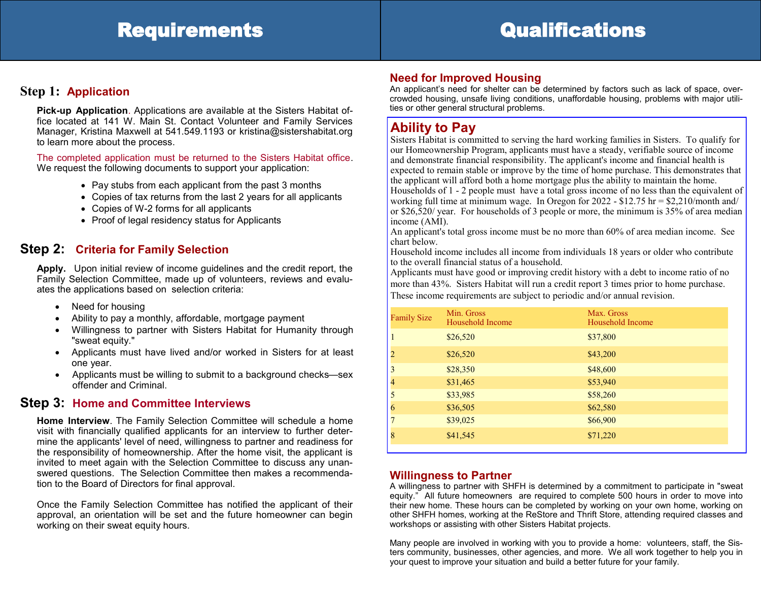# Requirements

## Step 1: Application

**Pick-up Application**. Applications are available at the Sisters Habitat office located at 141 W. Main St. Contact Volunteer and Family Services Manager, Kristina Maxwell at 541.549.1193 or kristina@sistershabitat.org to learn more about the process.

The completed application must be returned to the Sisters Habitat office. We request the following documents to support your application:

- Pay stubs from each applicant from the past 3 months
- Copies of tax returns from the last 2 years for all applicants
- Copies of W-2 forms for all applicants
- Proof of legal residency status for Applicants

## Step 2: Criteria for Family Selection

**Apply.** Upon initial review of income guidelines and the credit report, the Family Selection Committee, made up of volunteers, reviews and evaluates the applications based on selection criteria:

- Need for housing
- Ability to pay a monthly, affordable, mortgage payment
- Willingness to partner with Sisters Habitat for Humanity through "sweat equity."
- Applicants must have lived and/or worked in Sisters for at least one year.
- Applicants must be willing to submit to a background checks—sex offender and Criminal.

## Step 3: Home and Committee Interviews

**Home Interview**. The Family Selection Committee will schedule a home visit with financially qualified applicants for an interview to further determine the applicants' level of need, willingness to partner and readiness for the responsibility of homeownership. After the home visit, the applicant is invited to meet again with the Selection Committee to discuss any unanswered questions. The Selection Committee then makes a recommendation to the Board of Directors for final approval.

Once the Family Selection Committee has notified the applicant of their approval, an orientation will be set and the future homeowner can begin working on their sweat equity hours.

# Qualifications

## Need for Improved Housing

An applicant's need for shelter can be determined by factors such as lack of space, overcrowded housing, unsafe living conditions, unaffordable housing, problems with major utilities or other general structural problems.

## Ability to Pay

Sisters Habitat is committed to serving the hard working families in Sisters. To qualify for our Homeownership Program, applicants must have a steady, verifiable source of income and demonstrate financial responsibility. The applicant's income and financial health is expected to remain stable or improve by the time of home purchase. This demonstrates that the applicant will afford both a home mortgage plus the ability to maintain the home. Households of 1 - 2 people must have a total gross income of no less than the equivalent of working full time at minimum wage. In Oregon for 2022 - $12.75 hr = $2,210/month and/or $26,520/ year. For households of 3 people or more, the minimum is 35% of area median income (AMI).

An applicant's total gross income must be no more than 60% of area median income. See chart below.

Household income includes all income from individuals 18 years or older who contribute to the overall financial status of a household.

Applicants must have good or improving credit history with a debt to income ratio of no more than 43%. Sisters Habitat will run a credit report 3 times prior to home purchase.

These income requirements are subject to periodic and/or annual revision.

| Family Size | Min. Gross Household Income | Max. Gross Household Income |
|---|---|---|
| 1 | $26,520 | $37,800 |
| 2 | $26,520 | $43,200 |
| 3 | $28,350 | $48,600 |
| 4 | $31,465 | $53,940 |
| 5 | $33,985 | $58,260 |
| 6 | $36,505 | $62,580 |
| 7 | $39,025 | $66,900 |
| 8 | $41,545 | $71,220 |

## Willingness to Partner

A willingness to partner with SHFH is determined by a commitment to participate in "sweat equity." All future homeowners are required to complete 500 hours in order to move into their new home. These hours can be completed by working on your own home, working on other SHFH homes, working at the ReStore and Thrift Store, attending required classes and workshops or assisting with other Sisters Habitat projects.

Many people are involved in working with you to provide a home: volunteers, staff, the Sisters community, businesses, other agencies, and more. We all work together to help you in your quest to improve your situation and build a better future for your family.